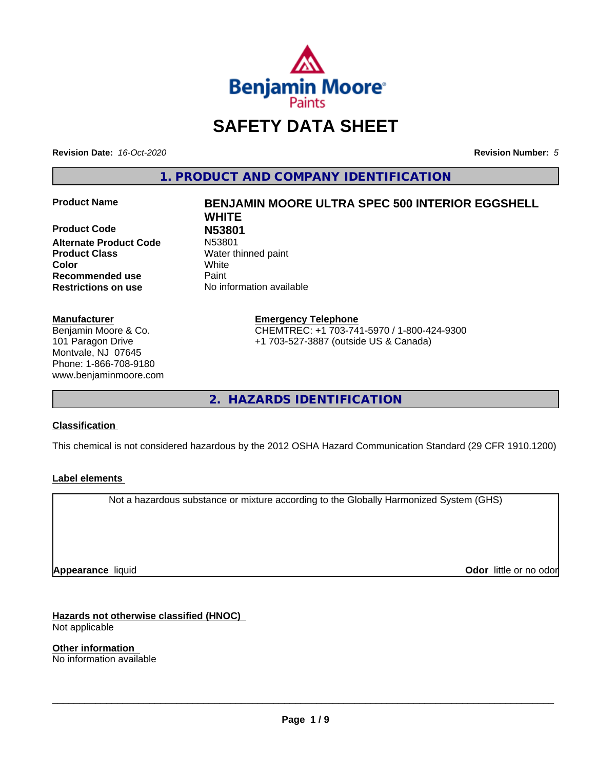# SAFETY DATA SHEET

**Revision Date:** *16-Oct-2020*

**Revision Number:** *5*

## 1. PRODUCT AND COMPANY IDENTIFICATION

| | |
|---|---|
| **Product Name** | **BENJAMIN MOORE ULTRA SPEC 500 INTERIOR EGGSHELL WHITE** |
| **Product Code** | **N53801** |
| **Alternate Product Code** | N53801 |
| **Product Class** | Water thinned paint |
| **Color** | White |
| **Recommended use** | Paint |
| **Restrictions on use** | No information available |

**Manufacturer**
Benjamin Moore & Co.
101 Paragon Drive
Montvale, NJ 07645
Phone: 1-866-708-9180
www.benjaminmoore.com

**Emergency Telephone**
CHEMTREC: +1 703-741-5970 / 1-800-424-9300
+1 703-527-3887 (outside US & Canada)

## 2. HAZARDS IDENTIFICATION

**Classification**

This chemical is not considered hazardous by the 2012 OSHA Hazard Communication Standard (29 CFR 1910.1200)

**Label elements**

Not a hazardous substance or mixture according to the Globally Harmonized System (GHS)

**Appearance** liquid

**Odor** little or no odor

**Hazards not otherwise classified (HNOC)**
Not applicable

**Other information**
No information available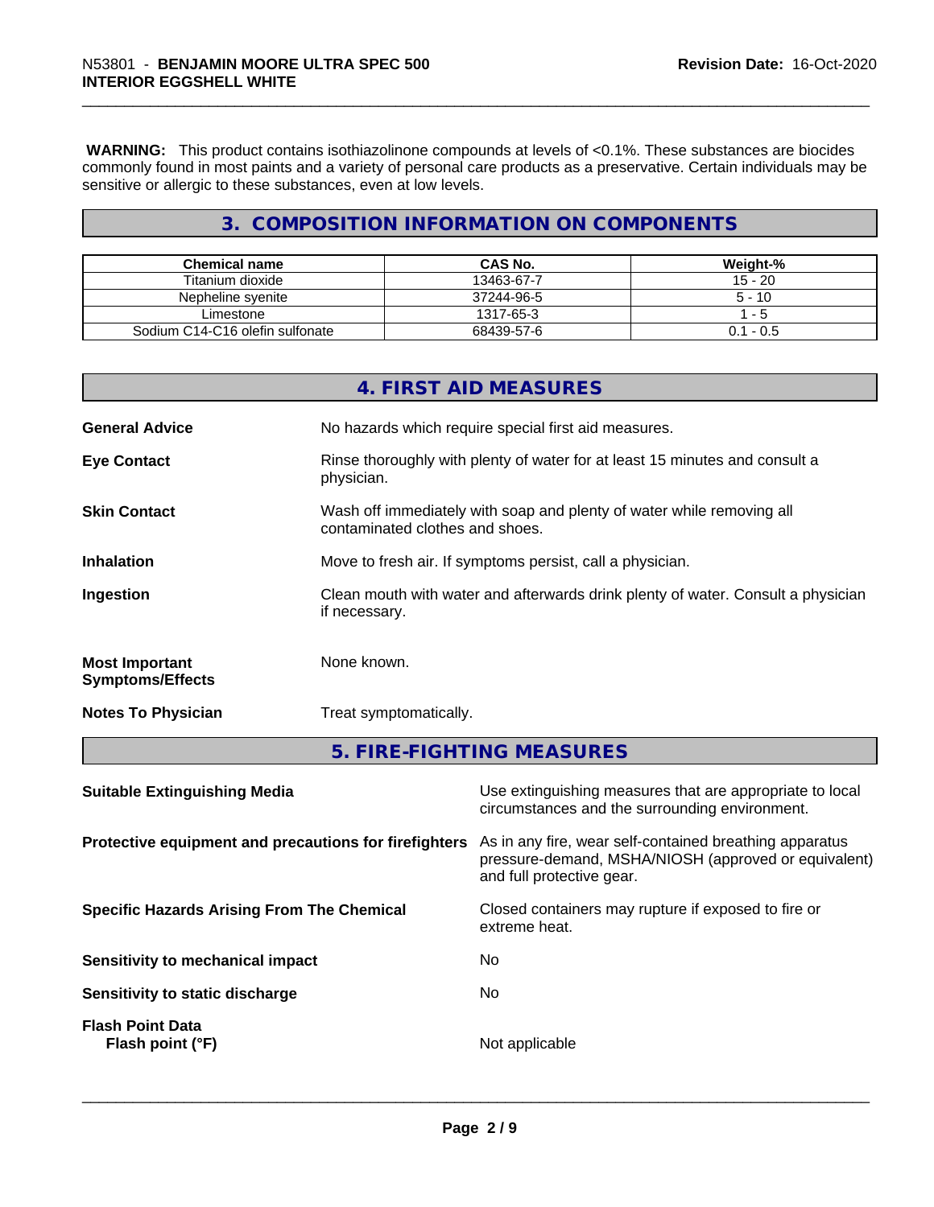**WARNING:** This product contains isothiazolinone compounds at levels of <0.1%. These substances are biocides commonly found in most paints and a variety of personal care products as a preservative. Certain individuals may be sensitive or allergic to these substances, even at low levels.

## 3. COMPOSITION INFORMATION ON COMPONENTS

| Chemical name | CAS No. | Weight-% |
|---|---|---|
| Titanium dioxide | 13463-67-7 | 15 - 20 |
| Nepheline syenite | 37244-96-5 | 5 - 10 |
| Limestone | 1317-65-3 | 1 - 5 |
| Sodium C14-C16 olefin sulfonate | 68439-57-6 | 0.1 - 0.5 |

## 4. FIRST AID MEASURES

**General Advice**
No hazards which require special first aid measures.

**Eye Contact**
Rinse thoroughly with plenty of water for at least 15 minutes and consult a physician.

**Skin Contact**
Wash off immediately with soap and plenty of water while removing all contaminated clothes and shoes.

**Inhalation**
Move to fresh air. If symptoms persist, call a physician.

**Ingestion**
Clean mouth with water and afterwards drink plenty of water. Consult a physician if necessary.

**Most Important Symptoms/Effects**
None known.

**Notes To Physician**
Treat symptomatically.

## 5. FIRE-FIGHTING MEASURES

**Suitable Extinguishing Media**
Use extinguishing measures that are appropriate to local circumstances and the surrounding environment.

**Protective equipment and precautions for firefighters**
As in any fire, wear self-contained breathing apparatus pressure-demand, MSHA/NIOSH (approved or equivalent) and full protective gear.

**Specific Hazards Arising From The Chemical**
Closed containers may rupture if exposed to fire or extreme heat.

**Sensitivity to mechanical impact**
No

**Sensitivity to static discharge**
No

**Flash Point Data**
**Flash point (°F)**
Not applicable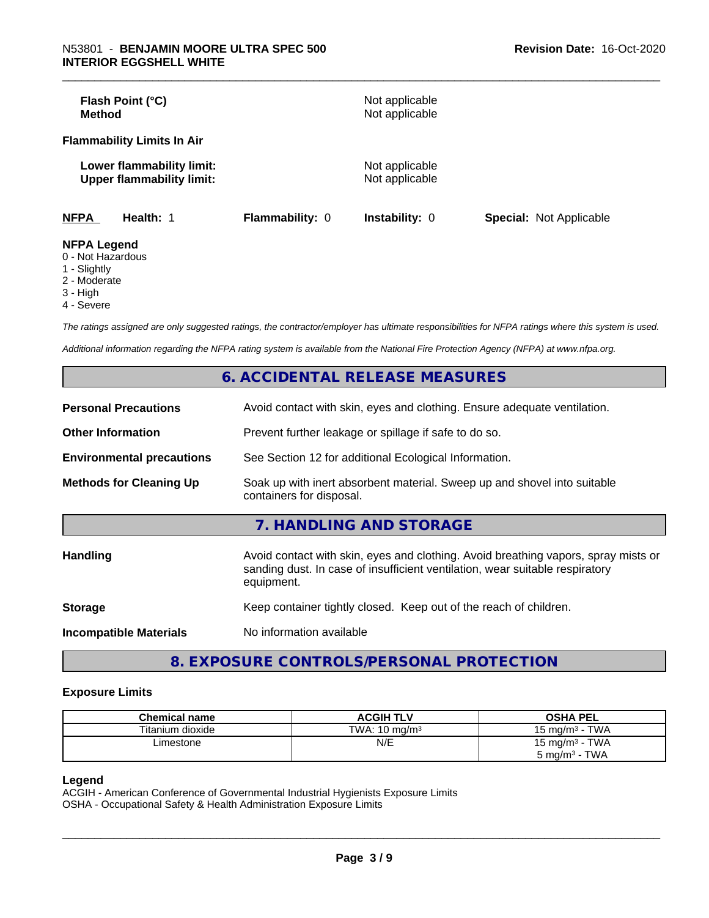| | |
|---|---|
| **Flash Point (°C)** | Not applicable |
| **Method** | Not applicable |

**Flammability Limits In Air**

| | |
|---|---|
| **Lower flammability limit:** | Not applicable |
| **Upper flammability limit:** | Not applicable |

| | | | | |
|---|---|---|---|---|
| **NFPA** | **Health:** 1 | **Flammability:** 0 | **Instability:** 0 | **Special:** Not Applicable |

**NFPA Legend**
- 0 - Not Hazardous
- 1 - Slightly
- 2 - Moderate
- 3 - High
- 4 - Severe

*The ratings assigned are only suggested ratings, the contractor/employer has ultimate responsibilities for NFPA ratings where this system is used.*

*Additional information regarding the NFPA rating system is available from the National Fire Protection Agency (NFPA) at www.nfpa.org.*

## 6. ACCIDENTAL RELEASE MEASURES

| | |
|---|---|
| **Personal Precautions** | Avoid contact with skin, eyes and clothing. Ensure adequate ventilation. |
| **Other Information** | Prevent further leakage or spillage if safe to do so. |
| **Environmental precautions** | See Section 12 for additional Ecological Information. |
| **Methods for Cleaning Up** | Soak up with inert absorbent material. Sweep up and shovel into suitable containers for disposal. |

## 7. HANDLING AND STORAGE

| | |
|---|---|
| **Handling** | Avoid contact with skin, eyes and clothing. Avoid breathing vapors, spray mists or sanding dust. In case of insufficient ventilation, wear suitable respiratory equipment. |
| **Storage** | Keep container tightly closed. Keep out of the reach of children. |
| **Incompatible Materials** | No information available |

## 8. EXPOSURE CONTROLS/PERSONAL PROTECTION

### Exposure Limits

| Chemical name | ACGIH TLV | OSHA PEL |
|---|---|---|
| Titanium dioxide | TWA: 10 mg/m³ | 15 mg/m³ - TWA |
| Limestone | N/E | 15 mg/m³ - TWA<br>5 mg/m³ - TWA |

**Legend**
ACGIH - American Conference of Governmental Industrial Hygienists Exposure Limits
OSHA - Occupational Safety & Health Administration Exposure Limits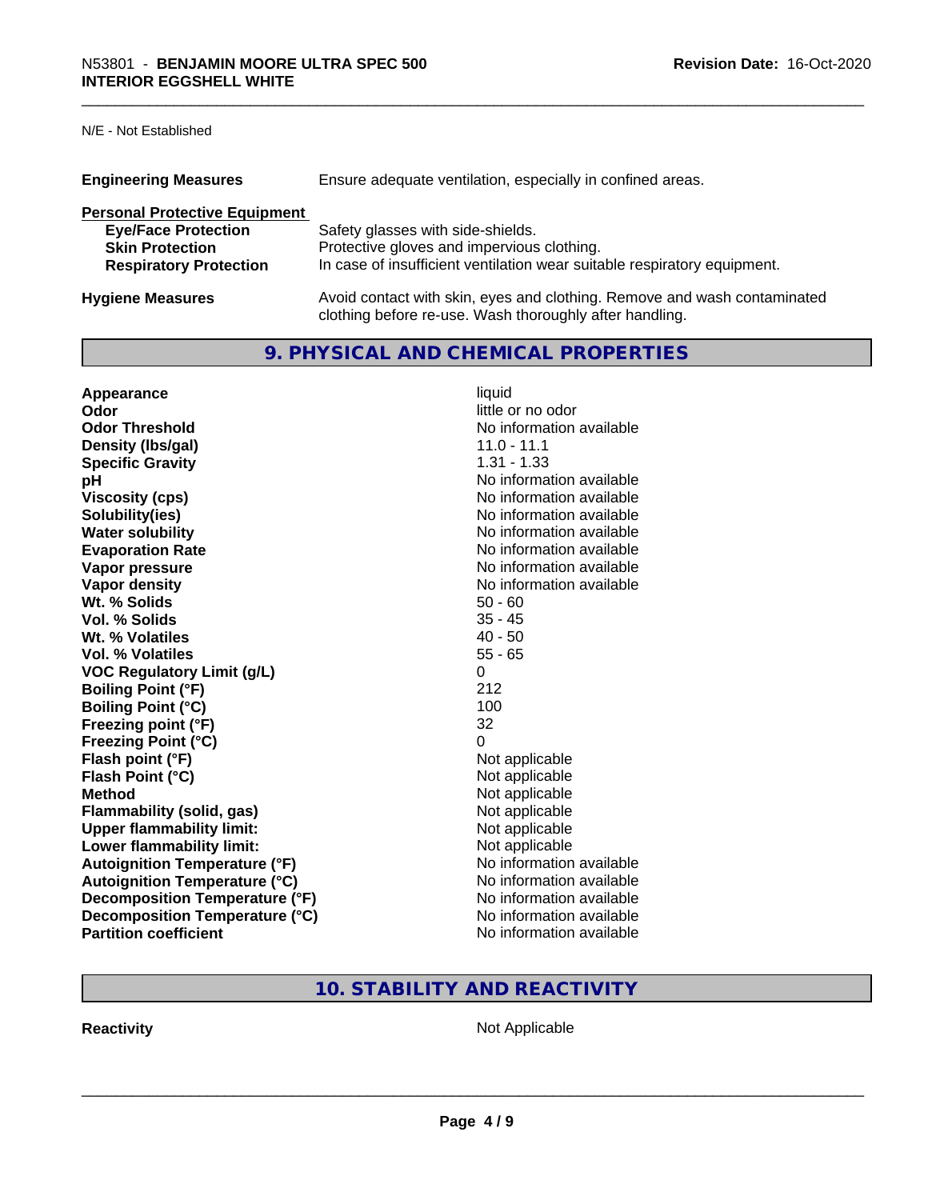N/E - Not Established

| | |
|---|---|
| **Engineering Measures** | Ensure adequate ventilation, especially in confined areas. |

**Personal Protective Equipment**

| | |
|---|---|
| **Eye/Face Protection** | Safety glasses with side-shields. |
| **Skin Protection** | Protective gloves and impervious clothing. |
| **Respiratory Protection** | In case of insufficient ventilation wear suitable respiratory equipment. |
| **Hygiene Measures** | Avoid contact with skin, eyes and clothing. Remove and wash contaminated clothing before re-use. Wash thoroughly after handling. |

## 9. PHYSICAL AND CHEMICAL PROPERTIES

| | |
|---|---|
| **Appearance** | liquid |
| **Odor** | little or no odor |
| **Odor Threshold** | No information available |
| **Density (lbs/gal)** | 11.0 - 11.1 |
| **Specific Gravity** | 1.31 - 1.33 |
| **pH** | No information available |
| **Viscosity (cps)** | No information available |
| **Solubility(ies)** | No information available |
| **Water solubility** | No information available |
| **Evaporation Rate** | No information available |
| **Vapor pressure** | No information available |
| **Vapor density** | No information available |
| **Wt. % Solids** | 50 - 60 |
| **Vol. % Solids** | 35 - 45 |
| **Wt. % Volatiles** | 40 - 50 |
| **Vol. % Volatiles** | 55 - 65 |
| **VOC Regulatory Limit (g/L)** | 0 |
| **Boiling Point (°F)** | 212 |
| **Boiling Point (°C)** | 100 |
| **Freezing point (°F)** | 32 |
| **Freezing Point (°C)** | 0 |
| **Flash point (°F)** | Not applicable |
| **Flash Point (°C)** | Not applicable |
| **Method** | Not applicable |
| **Flammability (solid, gas)** | Not applicable |
| **Upper flammability limit:** | Not applicable |
| **Lower flammability limit:** | Not applicable |
| **Autoignition Temperature (°F)** | No information available |
| **Autoignition Temperature (°C)** | No information available |
| **Decomposition Temperature (°F)** | No information available |
| **Decomposition Temperature (°C)** | No information available |
| **Partition coefficient** | No information available |

## 10. STABILITY AND REACTIVITY

| | |
|---|---|
| **Reactivity** | Not Applicable |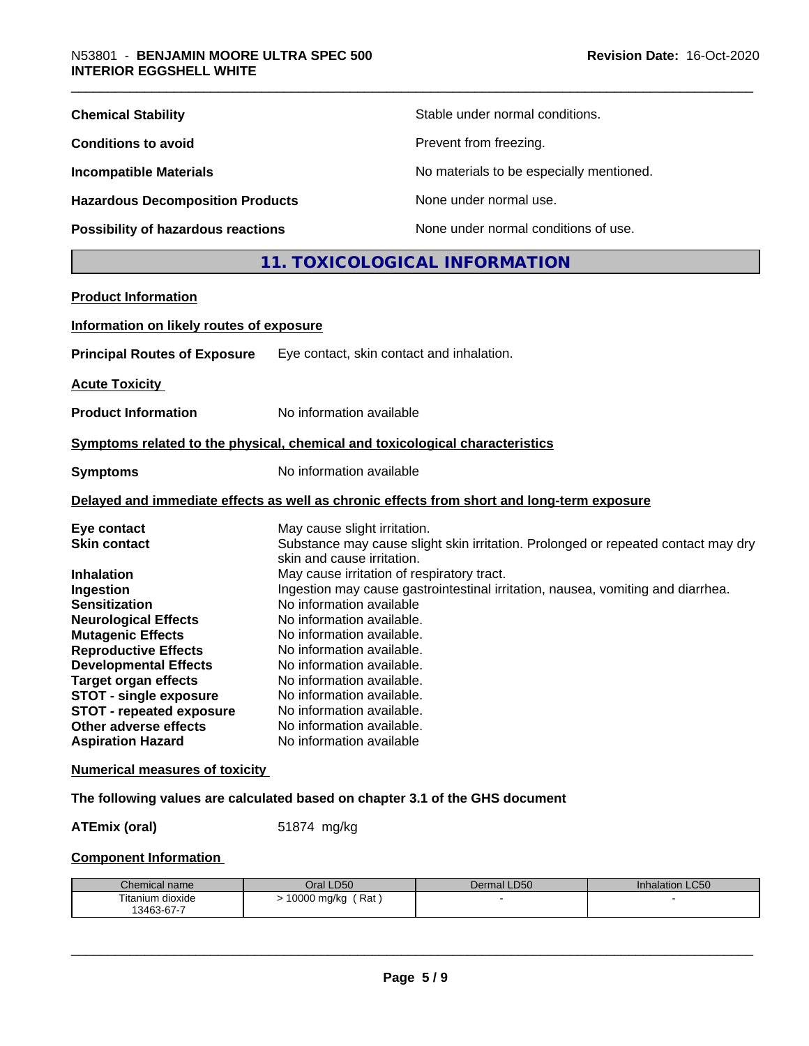**Chemical Stability** Stable under normal conditions.

**Conditions to avoid** Prevent from freezing.

**Incompatible Materials** No materials to be especially mentioned.

**Hazardous Decomposition Products** None under normal use.

**Possibility of hazardous reactions** None under normal conditions of use.

## 11. TOXICOLOGICAL INFORMATION

**Product Information**

**Information on likely routes of exposure**

**Principal Routes of Exposure** Eye contact, skin contact and inhalation.

**Acute Toxicity**

**Product Information** No information available

**Symptoms related to the physical, chemical and toxicological characteristics**

**Symptoms** No information available

**Delayed and immediate effects as well as chronic effects from short and long-term exposure**

**Eye contact** May cause slight irritation.
**Skin contact** Substance may cause slight skin irritation. Prolonged or repeated contact may dry skin and cause irritation.
**Inhalation** May cause irritation of respiratory tract.
**Ingestion** Ingestion may cause gastrointestinal irritation, nausea, vomiting and diarrhea.
**Sensitization** No information available
**Neurological Effects** No information available.
**Mutagenic Effects** No information available.
**Reproductive Effects** No information available.
**Developmental Effects** No information available.
**Target organ effects** No information available.
**STOT - single exposure** No information available.
**STOT - repeated exposure** No information available.
**Other adverse effects** No information available.
**Aspiration Hazard** No information available

**Numerical measures of toxicity**

**The following values are calculated based on chapter 3.1 of the GHS document**

**ATEmix (oral)** 51874 mg/kg

**Component Information**

| Chemical name | Oral LD50 | Dermal LD50 | Inhalation LC50 |
|---|---|---|---|
| Titanium dioxide 13463-67-7 | > 10000 mg/kg ( Rat ) | - | - |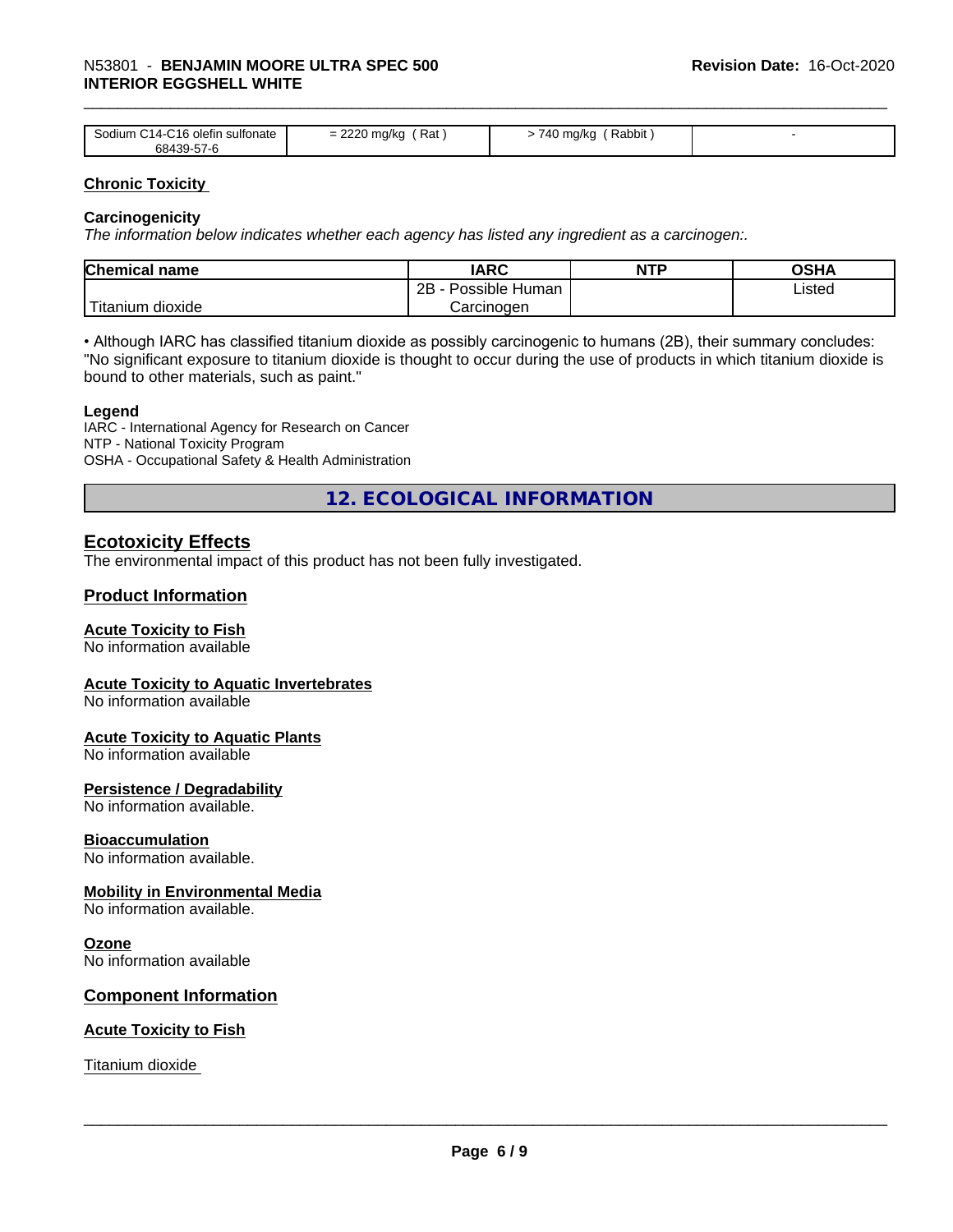| | | | |
|---|---|---|---|
| Sodium C14-C16 olefin sulfonate 68439-57-6 | = 2220 mg/kg ( Rat ) | > 740 mg/kg ( Rabbit ) | - |

**Chronic Toxicity**

**Carcinogenicity**

*The information below indicates whether each agency has listed any ingredient as a carcinogen:.*

| Chemical name | IARC | NTP | OSHA |
|---|---|---|---|
| Titanium dioxide | 2B - Possible Human Carcinogen | | Listed |

• Although IARC has classified titanium dioxide as possibly carcinogenic to humans (2B), their summary concludes: "No significant exposure to titanium dioxide is thought to occur during the use of products in which titanium dioxide is bound to other materials, such as paint."

**Legend**

IARC - International Agency for Research on Cancer
NTP - National Toxicity Program
OSHA - Occupational Safety & Health Administration

## 12. ECOLOGICAL INFORMATION

### Ecotoxicity Effects

The environmental impact of this product has not been fully investigated.

### Product Information

**Acute Toxicity to Fish**

No information available

**Acute Toxicity to Aquatic Invertebrates**

No information available

**Acute Toxicity to Aquatic Plants**

No information available

**Persistence / Degradability**

No information available.

**Bioaccumulation**

No information available.

**Mobility in Environmental Media**

No information available.

**Ozone**

No information available

### Component Information

**Acute Toxicity to Fish**

Titanium dioxide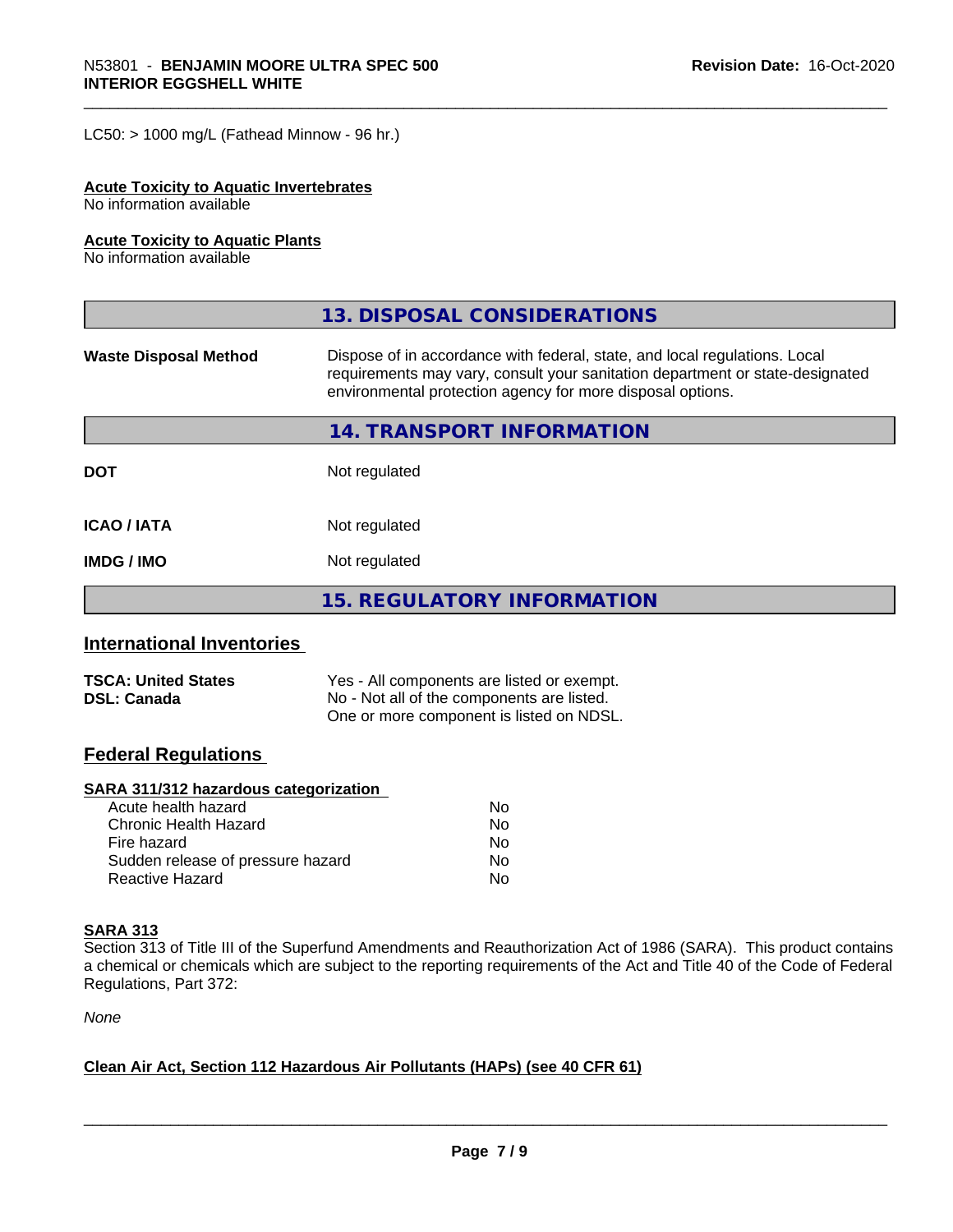LC50: > 1000 mg/L (Fathead Minnow - 96 hr.)

**Acute Toxicity to Aquatic Invertebrates**
No information available

**Acute Toxicity to Aquatic Plants**
No information available

## 13. DISPOSAL CONSIDERATIONS

| | |
|---|---|
| **Waste Disposal Method** | Dispose of in accordance with federal, state, and local regulations. Local requirements may vary, consult your sanitation department or state-designated environmental protection agency for more disposal options. |

## 14. TRANSPORT INFORMATION

| | |
|---|---|
| **DOT** | Not regulated |
| **ICAO / IATA** | Not regulated |
| **IMDG / IMO** | Not regulated |

## 15. REGULATORY INFORMATION

### International Inventories

| | |
|---|---|
| **TSCA: United States** | Yes - All components are listed or exempt. |
| **DSL: Canada** | No - Not all of the components are listed. One or more component is listed on NDSL. |

### Federal Regulations

**SARA 311/312 hazardous categorization**

| | |
|---|---|
| Acute health hazard | No |
| Chronic Health Hazard | No |
| Fire hazard | No |
| Sudden release of pressure hazard | No |
| Reactive Hazard | No |

**SARA 313**
Section 313 of Title III of the Superfund Amendments and Reauthorization Act of 1986 (SARA). This product contains a chemical or chemicals which are subject to the reporting requirements of the Act and Title 40 of the Code of Federal Regulations, Part 372:

*None*

**Clean Air Act, Section 112 Hazardous Air Pollutants (HAPs) (see 40 CFR 61)**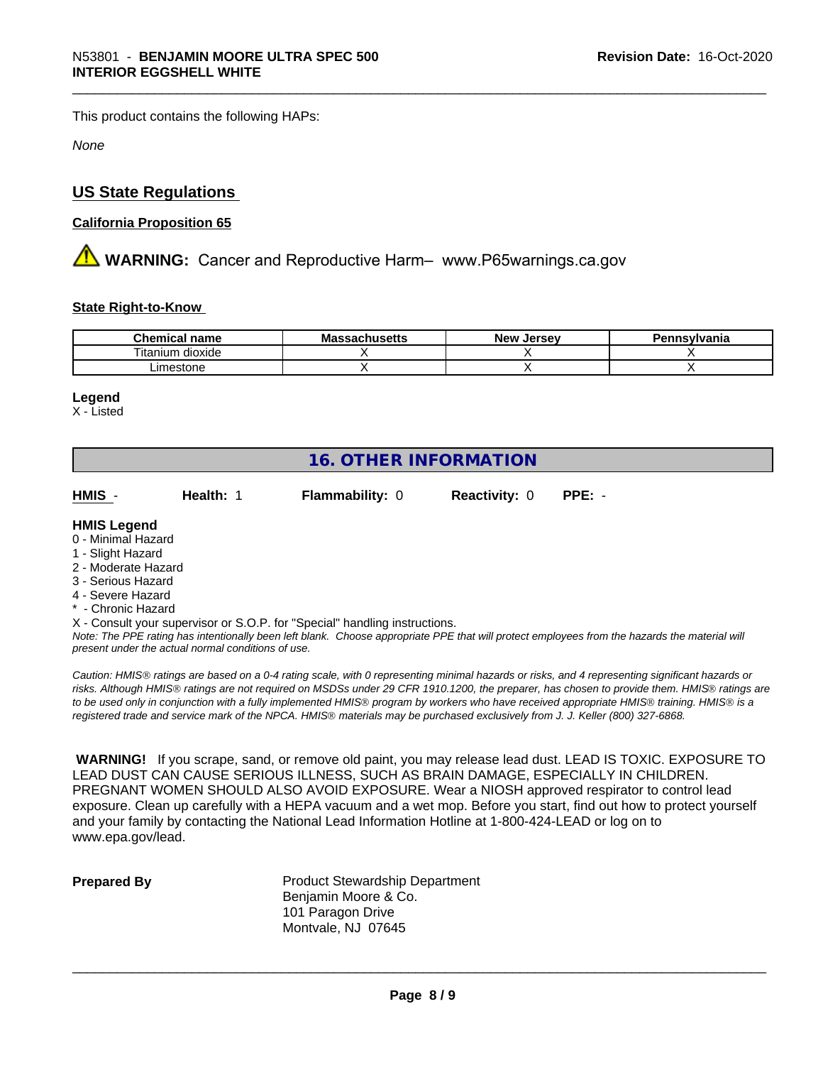This product contains the following HAPs:

*None*

## US State Regulations

**California Proposition 65**

⚠ **WARNING:** Cancer and Reproductive Harm– www.P65warnings.ca.gov

**State Right-to-Know**

| Chemical name | Massachusetts | New Jersey | Pennsylvania |
|---|---|---|---|
| Titanium dioxide | X | X | X |
| Limestone | X | X | X |

**Legend**
X - Listed

# 16. OTHER INFORMATION

**HMIS** - **Health:** 1 **Flammability:** 0 **Reactivity:** 0 **PPE:** -

**HMIS Legend**
0 - Minimal Hazard
1 - Slight Hazard
2 - Moderate Hazard
3 - Serious Hazard
4 - Severe Hazard
* - Chronic Hazard
X - Consult your supervisor or S.O.P. for "Special" handling instructions.

*Note: The PPE rating has intentionally been left blank. Choose appropriate PPE that will protect employees from the hazards the material will present under the actual normal conditions of use.*

*Caution: HMIS® ratings are based on a 0-4 rating scale, with 0 representing minimal hazards or risks, and 4 representing significant hazards or risks. Although HMIS® ratings are not required on MSDSs under 29 CFR 1910.1200, the preparer, has chosen to provide them. HMIS® ratings are to be used only in conjunction with a fully implemented HMIS® program by workers who have received appropriate HMIS® training. HMIS® is a registered trade and service mark of the NPCA. HMIS® materials may be purchased exclusively from J. J. Keller (800) 327-6868.*

**WARNING!** If you scrape, sand, or remove old paint, you may release lead dust. LEAD IS TOXIC. EXPOSURE TO LEAD DUST CAN CAUSE SERIOUS ILLNESS, SUCH AS BRAIN DAMAGE, ESPECIALLY IN CHILDREN. PREGNANT WOMEN SHOULD ALSO AVOID EXPOSURE. Wear a NIOSH approved respirator to control lead exposure. Clean up carefully with a HEPA vacuum and a wet mop. Before you start, find out how to protect yourself and your family by contacting the National Lead Information Hotline at 1-800-424-LEAD or log on to www.epa.gov/lead.

**Prepared By**

Product Stewardship Department
Benjamin Moore & Co.
101 Paragon Drive
Montvale, NJ 07645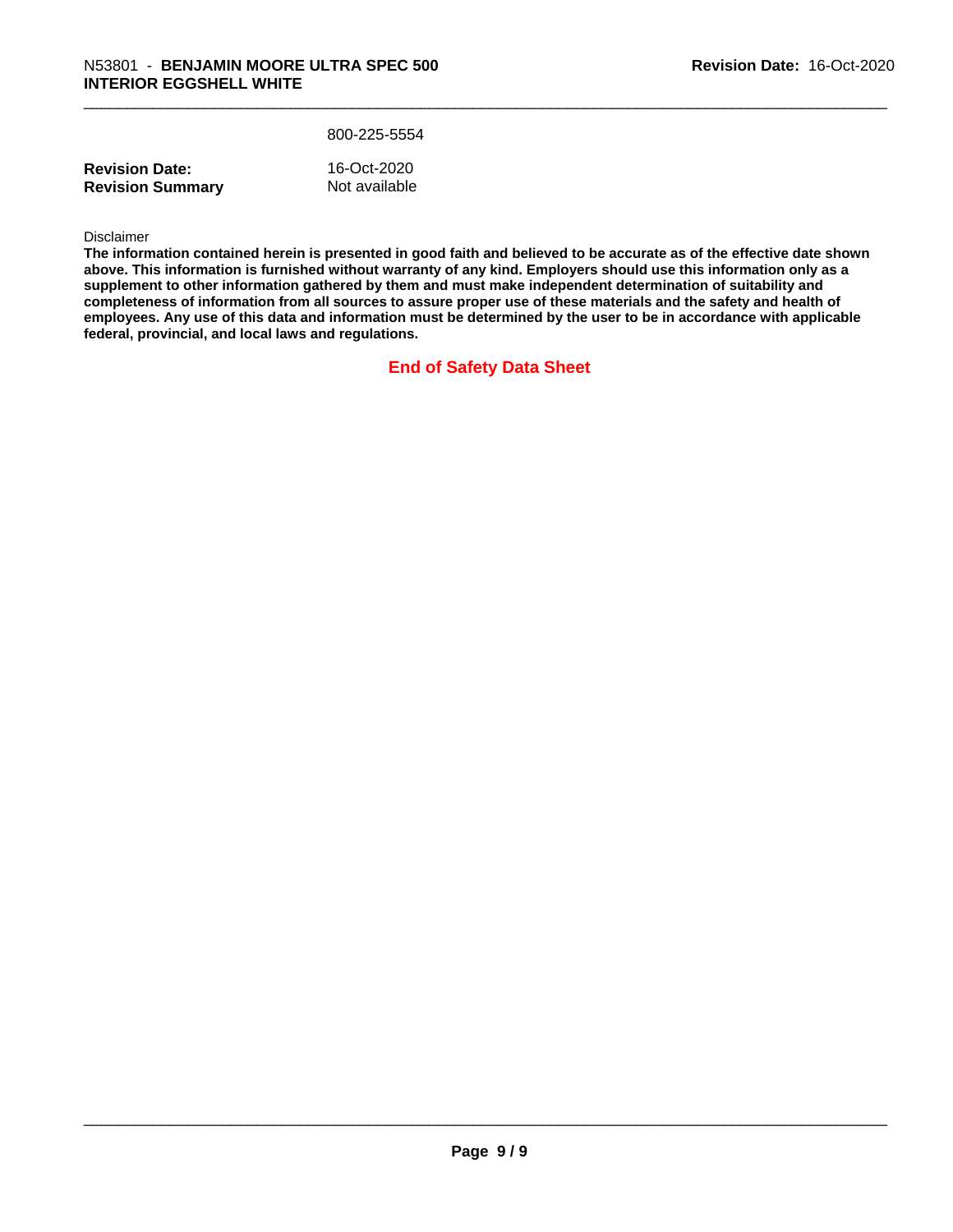800-225-5554

| | |
|---|---|
| **Revision Date:** | 16-Oct-2020 |
| **Revision Summary** | Not available |

Disclaimer

**The information contained herein is presented in good faith and believed to be accurate as of the effective date shown above. This information is furnished without warranty of any kind. Employers should use this information only as a supplement to other information gathered by them and must make independent determination of suitability and completeness of information from all sources to assure proper use of these materials and the safety and health of employees. Any use of this data and information must be determined by the user to be in accordance with applicable federal, provincial, and local laws and regulations.**

**End of Safety Data Sheet**